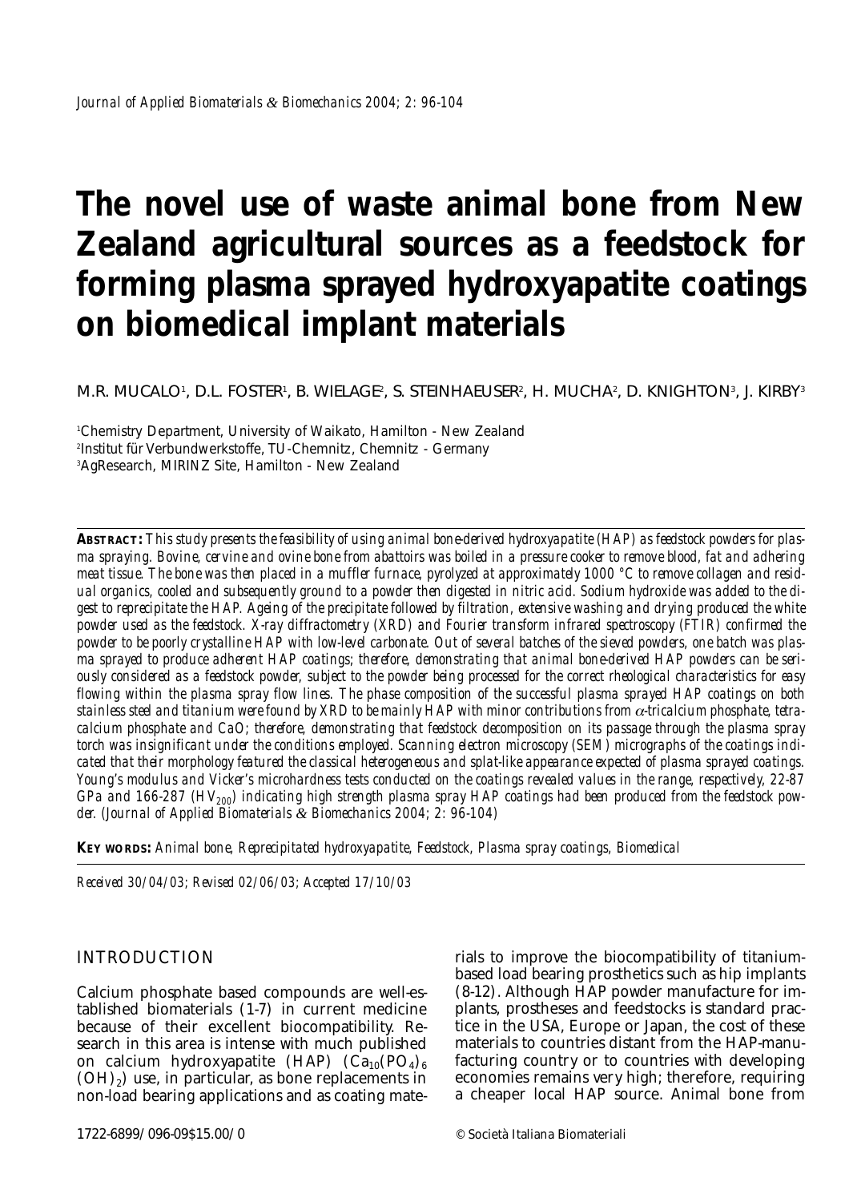# The novel use of waste animal bone from New Zealand agricultural sources as a feedstock for forming plasma sprayed hydroxyapatite coatings on biomedical implant materials

M.R. MUCALO[1], D.L. FOSTER[1], B. WIELAGE[2], S. STEINHAEUSER[2], H. MUCHA[2], D. KNIGHTON[3], J. KIRBY[3]

[1]Chemistry Department, University of Waikato, Hamilton - New Zealand
[2]Institut für Verbundwerkstoffe, TU-Chemnitz, Chemnitz - Germany
[3]AgResearch, MIRINZ Site, Hamilton - New Zealand

**ABSTRACT:** *This study presents the feasibility of using animal bone-derived hydroxyapatite (HAP) as feedstock powders for plasma spraying. Bovine, cervine and ovine bone from abattoirs was boiled in a pressure cooker to remove blood, fat and adhering meat tissue. The bone was then placed in a muffler furnace, pyrolyzed at approximately 1000 °C to remove collagen and residual organics, cooled and subsequently ground to a powder then digested in nitric acid. Sodium hydroxide was added to the digest to reprecipitate the HAP. Ageing of the precipitate followed by filtration, extensive washing and drying produced the white powder used as the feedstock. X-ray diffractometry (XRD) and Fourier transform infrared spectroscopy (FTIR) confirmed the powder to be poorly crystalline HAP with low-level carbonate. Out of several batches of the sieved powders, one batch was plasma sprayed to produce adherent HAP coatings; therefore, demonstrating that animal bone-derived HAP powders can be seriously considered as a feedstock powder, subject to the powder being processed for the correct rheological characteristics for easy flowing within the plasma spray flow lines. The phase composition of the successful plasma sprayed HAP coatings on both stainless steel and titanium were found by XRD to be mainly HAP with minor contributions from $\alpha$-tricalcium phosphate, tetracalcium phosphate and CaO; therefore, demonstrating that feedstock decomposition on its passage through the plasma spray torch was insignificant under the conditions employed. Scanning electron microscopy (SEM) micrographs of the coatings indicated that their morphology featured the classical heterogeneous and splat-like appearance expected of plasma sprayed coatings. Young's modulus and Vicker's microhardness tests conducted on the coatings revealed values in the range, respectively, 22-87 GPa and 166-287 ($HV_{200}$) indicating high strength plasma spray HAP coatings had been produced from the feedstock powder. (Journal of Applied Biomaterials & Biomechanics 2004; 2: 96-104)*

**KEY WORDS:** *Animal bone, Reprecipitated hydroxyapatite, Feedstock, Plasma spray coatings, Biomedical*

*Received 30/04/03; Revised 02/06/03; Accepted 17/10/03*

## INTRODUCTION

Calcium phosphate based compounds are well-established biomaterials (1-7) in current medicine because of their excellent biocompatibility. Research in this area is intense with much published on calcium hydroxyapatite (HAP) ($Ca_{10}(PO_4)_6(OH)_2$) use, in particular, as bone replacements in non-load bearing applications and as coating materials to improve the biocompatibility of titanium-based load bearing prosthetics such as hip implants (8-12). Although HAP powder manufacture for implants, prostheses and feedstocks is standard practice in the USA, Europe or Japan, the cost of these materials to countries distant from the HAP-manufacturing country or to countries with developing economies remains very high; therefore, requiring a cheaper local HAP source. Animal bone from

1722-6899/096-09$15.00/0

© Società Italiana Biomateriali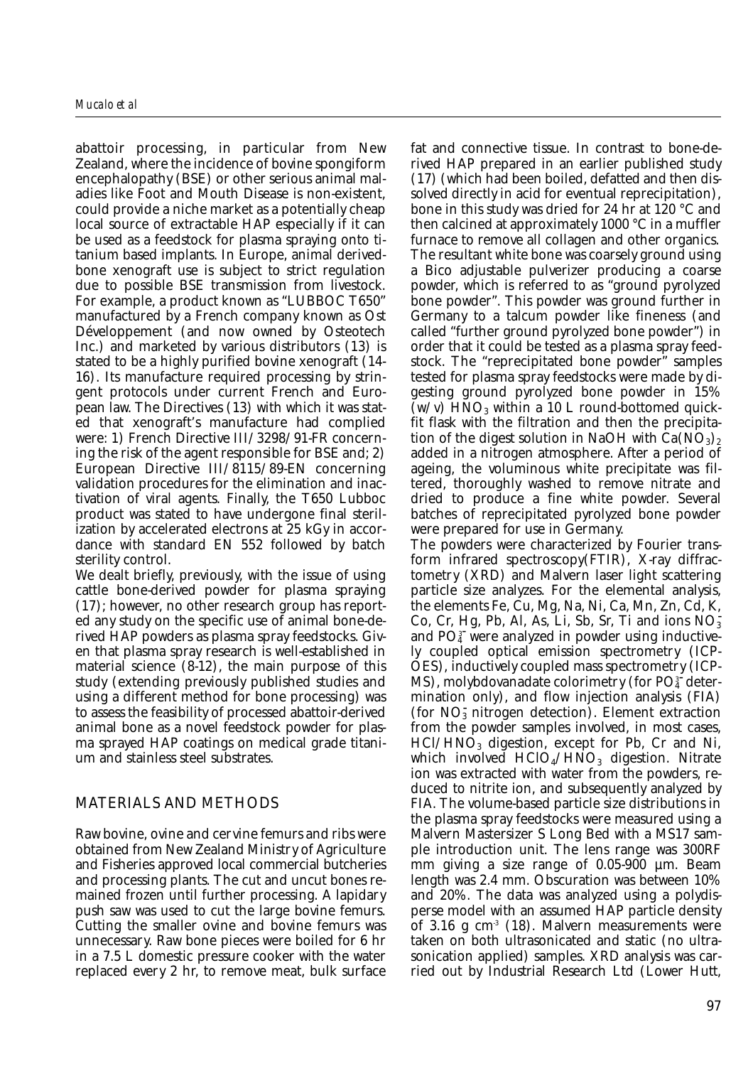abattoir processing, in particular from New Zealand, where the incidence of bovine spongiform encephalopathy (BSE) or other serious animal maladies like Foot and Mouth Disease is non-existent, could provide a niche market as a potentially cheap local source of extractable HAP especially if it can be used as a feedstock for plasma spraying onto titanium based implants. In Europe, animal derived-bone xenograft use is subject to strict regulation due to possible BSE transmission from livestock. For example, a product known as "LUBBOC T650" manufactured by a French company known as Ost Développement (and now owned by Osteotech Inc.) and marketed by various distributors (13) is stated to be a highly purified bovine xenograft (14-16). Its manufacture required processing by stringent protocols under current French and European law. The Directives (13) with which it was stated that xenograft's manufacture had complied were: 1) French Directive III/3298/91-FR concerning the risk of the agent responsible for BSE and; 2) European Directive III/8115/89-EN concerning validation procedures for the elimination and inactivation of viral agents. Finally, the T650 Lubboc product was stated to have undergone final sterilization by accelerated electrons at 25 kGy in accordance with standard EN 552 followed by batch sterility control.

We dealt briefly, previously, with the issue of using cattle bone-derived powder for plasma spraying (17); however, no other research group has reported any study on the specific use of animal bone-derived HAP powders as plasma spray feedstocks. Given that plasma spray research is well-established in material science (8-12), the main purpose of this study (extending previously published studies and using a different method for bone processing) was to assess the feasibility of processed abattoir-derived animal bone as a novel feedstock powder for plasma sprayed HAP coatings on medical grade titanium and stainless steel substrates.

## MATERIALS AND METHODS

Raw bovine, ovine and cervine femurs and ribs were obtained from New Zealand Ministry of Agriculture and Fisheries approved local commercial butcheries and processing plants. The cut and uncut bones remained frozen until further processing. A lapidary push saw was used to cut the large bovine femurs. Cutting the smaller ovine and bovine femurs was unnecessary. Raw bone pieces were boiled for 6 hr in a 7.5 L domestic pressure cooker with the water replaced every 2 hr, to remove meat, bulk surface fat and connective tissue. In contrast to bone-derived HAP prepared in an earlier published study (17) (which had been boiled, defatted and then dissolved directly in acid for eventual reprecipitation), bone in this study was dried for 24 hr at 120 °C and then calcined at approximately 1000 °C in a muffler furnace to remove all collagen and other organics. The resultant white bone was coarsely ground using a Bico adjustable pulverizer producing a coarse powder, which is referred to as "ground pyrolyzed bone powder". This powder was ground further in Germany to a talcum powder like fineness (and called "further ground pyrolyzed bone powder") in order that it could be tested as a plasma spray feedstock. The "reprecipitated bone powder" samples tested for plasma spray feedstocks were made by digesting ground pyrolyzed bone powder in 15% (w/v) $HNO_3$ within a 10 L round-bottomed quickfit flask with the filtration and then the precipitation of the digest solution in NaOH with $Ca(NO_3)_2$ added in a nitrogen atmosphere. After a period of ageing, the voluminous white precipitate was filtered, thoroughly washed to remove nitrate and dried to produce a fine white powder. Several batches of reprecipitated pyrolyzed bone powder were prepared for use in Germany.

The powders were characterized by Fourier transform infrared spectroscopy(FTIR), X-ray diffractometry (XRD) and Malvern laser light scattering particle size analyzes. For the elemental analysis, the elements Fe, Cu, Mg, Na, Ni, Ca, Mn, Zn, Cd, K, Co, Cr, Hg, Pb, Al, As, Li, Sb, Sr, Ti and ions $NO_3^-$ and $PO_4^{3-}$ were analyzed in powder using inductively coupled optical emission spectrometry (ICP-OES), inductively coupled mass spectrometry (ICP-MS), molybdovanadate colorimetry (for $PO_4^{3-}$ determination only), and flow injection analysis (FIA) (for $NO_3^-$ nitrogen detection). Element extraction from the powder samples involved, in most cases, $HCl/HNO_3$ digestion, except for Pb, Cr and Ni, which involved $HClO_4/HNO_3$ digestion. Nitrate ion was extracted with water from the powders, reduced to nitrite ion, and subsequently analyzed by FIA. The volume-based particle size distributions in the plasma spray feedstocks were measured using a Malvern Mastersizer S Long Bed with a MS17 sample introduction unit. The lens range was 300RF mm giving a size range of 0.05-900 µm. Beam length was 2.4 mm. Obscuration was between 10% and 20%. The data was analyzed using a polydisperse model with an assumed HAP particle density of 3.16 g cm$^{-3}$ (18). Malvern measurements were taken on both ultrasonicated and static (no ultrasonication applied) samples. XRD analysis was carried out by Industrial Research Ltd (Lower Hutt,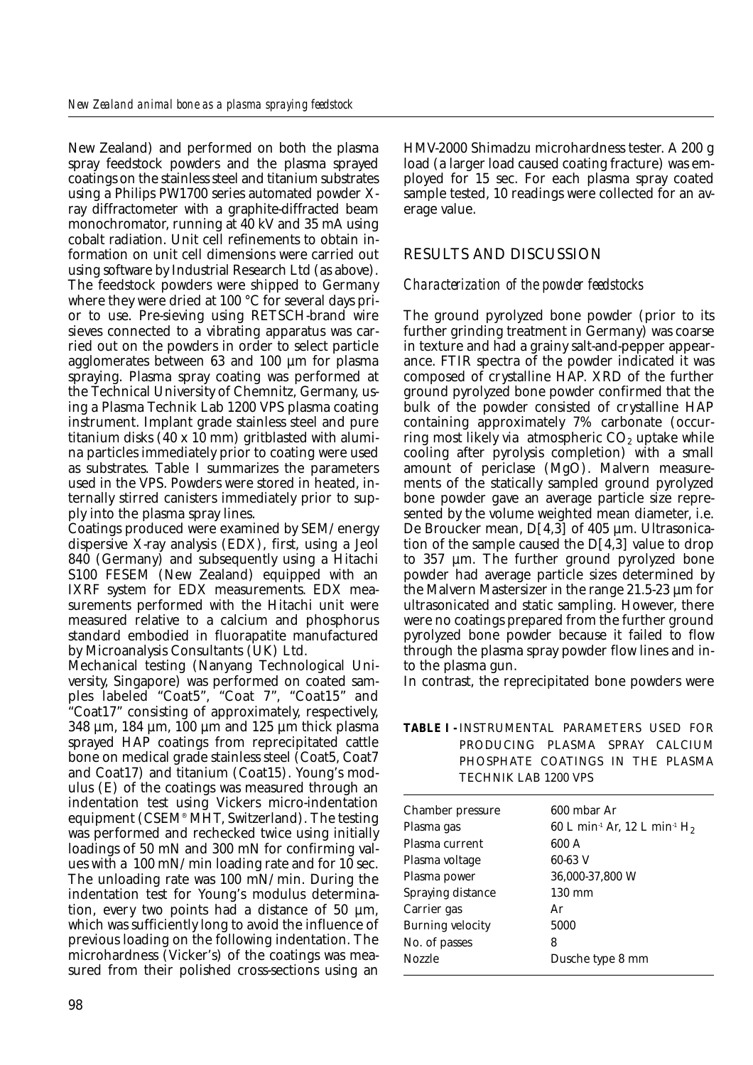New Zealand) and performed on both the plasma spray feedstock powders and the plasma sprayed coatings on the stainless steel and titanium substrates using a Philips PW1700 series automated powder X-ray diffractometer with a graphite-diffracted beam monochromator, running at 40 kV and 35 mA using cobalt radiation. Unit cell refinements to obtain information on unit cell dimensions were carried out using software by Industrial Research Ltd (as above). The feedstock powders were shipped to Germany where they were dried at 100 °C for several days prior to use. Pre-sieving using RETSCH-brand wire sieves connected to a vibrating apparatus was carried out on the powders in order to select particle agglomerates between 63 and 100 µm for plasma spraying. Plasma spray coating was performed at the Technical University of Chemnitz, Germany, using a Plasma Technik Lab 1200 VPS plasma coating instrument. Implant grade stainless steel and pure titanium disks (40 x 10 mm) gritblasted with alumina particles immediately prior to coating were used as substrates. Table I summarizes the parameters used in the VPS. Powders were stored in heated, internally stirred canisters immediately prior to supply into the plasma spray lines.

Coatings produced were examined by SEM/energy dispersive X-ray analysis (EDX), first, using a Jeol 840 (Germany) and subsequently using a Hitachi S100 FESEM (New Zealand) equipped with an IXRF system for EDX measurements. EDX measurements performed with the Hitachi unit were measured relative to a calcium and phosphorus standard embodied in fluorapatite manufactured by Microanalysis Consultants (UK) Ltd.

Mechanical testing (Nanyang Technological University, Singapore) was performed on coated samples labeled "Coat5", "Coat 7", "Coat15" and "Coat17" consisting of approximately, respectively, 348 µm, 184 µm, 100 µm and 125 µm thick plasma sprayed HAP coatings from reprecipitated cattle bone on medical grade stainless steel (Coat5, Coat7 and Coat17) and titanium (Coat15). Young's modulus (E) of the coatings was measured through an indentation test using Vickers micro-indentation equipment (CSEM® MHT, Switzerland). The testing was performed and rechecked twice using initially loadings of 50 mN and 300 mN for confirming values with a 100 mN/min loading rate and for 10 sec. The unloading rate was 100 mN/min. During the indentation test for Young's modulus determination, every two points had a distance of 50 µm, which was sufficiently long to avoid the influence of previous loading on the following indentation. The microhardness (Vicker's) of the coatings was measured from their polished cross-sections using an HMV-2000 Shimadzu microhardness tester. A 200 g load (a larger load caused coating fracture) was employed for 15 sec. For each plasma spray coated sample tested, 10 readings were collected for an average value.

## RESULTS AND DISCUSSION

### *Characterization of the powder feedstocks*

The ground pyrolyzed bone powder (prior to its further grinding treatment in Germany) was coarse in texture and had a grainy salt-and-pepper appearance. FTIR spectra of the powder indicated it was composed of crystalline HAP. XRD of the further ground pyrolyzed bone powder confirmed that the bulk of the powder consisted of crystalline HAP containing approximately 7% carbonate (occurring most likely via atmospheric $CO_2$ uptake while cooling after pyrolysis completion) with a small amount of periclase (MgO). Malvern measurements of the statically sampled ground pyrolyzed bone powder gave an average particle size represented by the volume weighted mean diameter, i.e. De Broucker mean, D[4,3] of 405 µm. Ultrasonication of the sample caused the D[4,3] value to drop to 357 µm. The further ground pyrolyzed bone powder had average particle sizes determined by the Malvern Mastersizer in the range 21.5-23 µm for ultrasonicated and static sampling. However, there were no coatings prepared from the further ground pyrolyzed bone powder because it failed to flow through the plasma spray powder flow lines and into the plasma gun.

In contrast, the reprecipitated bone powders were

**TABLE I** - INSTRUMENTAL PARAMETERS USED FOR PRODUCING PLASMA SPRAY CALCIUM PHOSPHATE COATINGS IN THE PLASMA TECHNIK LAB 1200 VPS

| Parameter | Value |
|---|---|
| Chamber pressure | 600 mbar Ar |
| Plasma gas | 60 L min$^{-1}$ Ar, 12 L min$^{-1}$ $H_2$ |
| Plasma current | 600 A |
| Plasma voltage | 60-63 V |
| Plasma power | 36,000-37,800 W |
| Spraying distance | 130 mm |
| Carrier gas | Ar |
| Burning velocity | 5000 |
| No. of passes | 8 |
| Nozzle | Dusche type 8 mm |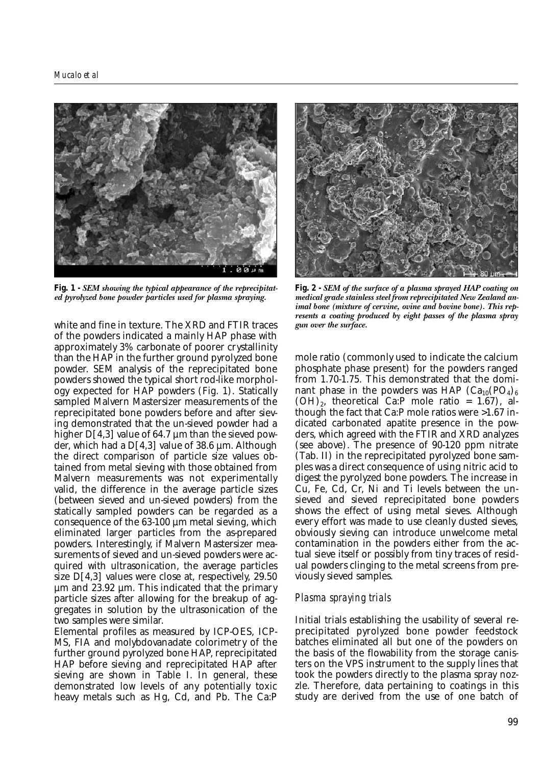**Fig. 1 -** *SEM showing the typical appearance of the reprecipitated pyrolyzed bone powder particles used for plasma spraying.*

**Fig. 2 -** *SEM of the surface of a plasma sprayed HAP coating on medical grade stainless steel from reprecipitated New Zealand animal bone (mixture of cervine, ovine and bovine bone). This represents a coating produced by eight passes of the plasma spray gun over the surface.*

white and fine in texture. The XRD and FTIR traces of the powders indicated a mainly HAP phase with approximately 3% carbonate of poorer crystallinity than the HAP in the further ground pyrolyzed bone powder. SEM analysis of the reprecipitated bone powders showed the typical short rod-like morphology expected for HAP powders (Fig. 1). Statically sampled Malvern Mastersizer measurements of the reprecipitated bone powders before and after sieving demonstrated that the un-sieved powder had a higher D[4,3] value of 64.7 µm than the sieved powder, which had a D[4,3] value of 38.6 µm. Although the direct comparison of particle size values obtained from metal sieving with those obtained from Malvern measurements was not experimentally valid, the difference in the average particle sizes (between sieved and un-sieved powders) from the statically sampled powders can be regarded as a consequence of the 63-100 µm metal sieving, which eliminated larger particles from the as-prepared powders. Interestingly, if Malvern Mastersizer measurements of sieved and un-sieved powders were acquired with ultrasonication, the average particles size D[4,3] values were close at, respectively, 29.50 µm and 23.92 µm. This indicated that the primary particle sizes after allowing for the breakup of aggregates in solution by the ultrasonication of the two samples were similar.

Elemental profiles as measured by ICP-OES, ICP-MS, FIA and molybdovanadate colorimetry of the further ground pyrolyzed bone HAP, reprecipitated HAP before sieving and reprecipitated HAP after sieving are shown in Table I. In general, these demonstrated low levels of any potentially toxic heavy metals such as Hg, Cd, and Pb. The Ca:P mole ratio (commonly used to indicate the calcium phosphate phase present) for the powders ranged from 1.70-1.75. This demonstrated that the dominant phase in the powders was HAP ($Ca_{10}(PO_4)_6(OH)_2$, theoretical Ca:P mole ratio = 1.67), although the fact that Ca:P mole ratios were >1.67 indicated carbonated apatite presence in the powders, which agreed with the FTIR and XRD analyzes (see above). The presence of 90-120 ppm nitrate (Tab. II) in the reprecipitated pyrolyzed bone samples was a direct consequence of using nitric acid to digest the pyrolyzed bone powders. The increase in Cu, Fe, Cd, Cr, Ni and Ti levels between the un-sieved and sieved reprecipitated bone powders shows the effect of using metal sieves. Although every effort was made to use cleanly dusted sieves, obviously sieving can introduce unwelcome metal contamination in the powders either from the actual sieve itself or possibly from tiny traces of residual powders clinging to the metal screens from previously sieved samples.

### *Plasma spraying trials*

Initial trials establishing the usability of several reprecipitated pyrolyzed bone powder feedstock batches eliminated all but one of the powders on the basis of the flowability from the storage canisters on the VPS instrument to the supply lines that took the powders directly to the plasma spray nozzle. Therefore, data pertaining to coatings in this study are derived from the use of one batch of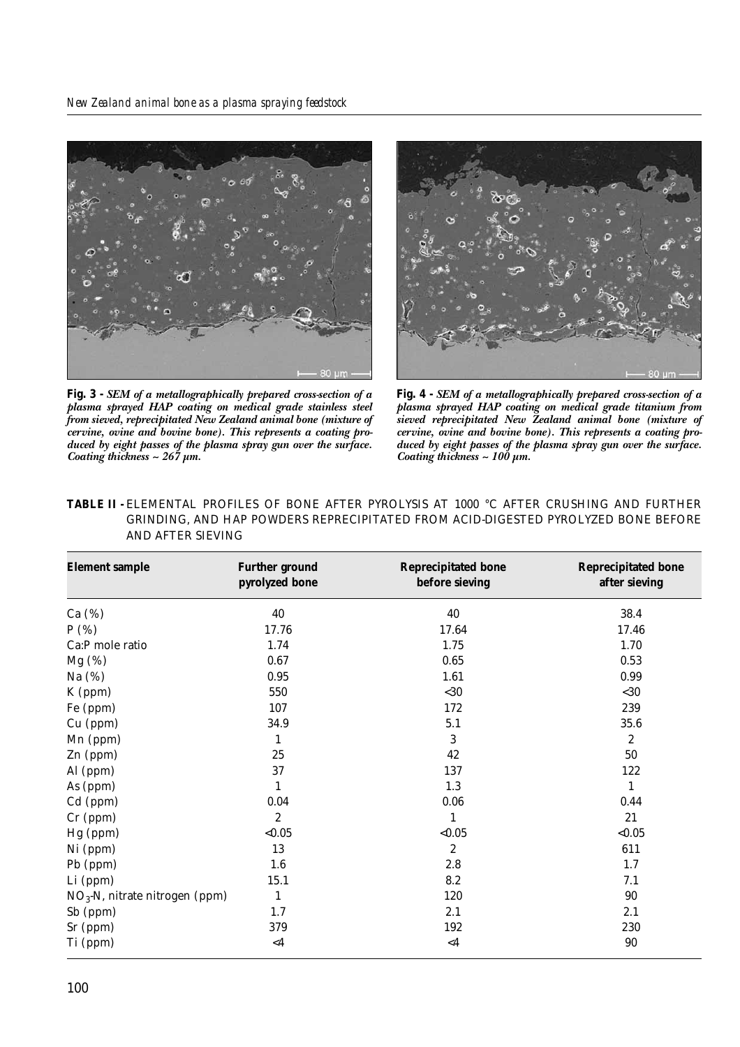**Fig. 3 -** *SEM of a metallographically prepared cross-section of a plasma sprayed HAP coating on medical grade stainless steel from sieved, reprecipitated New Zealand animal bone (mixture of cervine, ovine and bovine bone). This represents a coating produced by eight passes of the plasma spray gun over the surface. Coating thickness ~ 267 µm.*

**Fig. 4 -** *SEM of a metallographically prepared cross-section of a plasma sprayed HAP coating on medical grade titanium from sieved reprecipitated New Zealand animal bone (mixture of cervine, ovine and bovine bone). This represents a coating produced by eight passes of the plasma spray gun over the surface. Coating thickness ~ 100 µm.*

**TABLE II -** ELEMENTAL PROFILES OF BONE AFTER PYROLYSIS AT 1000 °C AFTER CRUSHING AND FURTHER GRINDING, AND HAP POWDERS REPRECIPITATED FROM ACID-DIGESTED PYROLYZED BONE BEFORE AND AFTER SIEVING

| Element sample | Further ground pyrolyzed bone | Reprecipitated bone before sieving | Reprecipitated bone after sieving |
|---|---|---|---|
| Ca (%) | 40 | 40 | 38.4 |
| P (%) | 17.76 | 17.64 | 17.46 |
| Ca:P mole ratio | 1.74 | 1.75 | 1.70 |
| Mg (%) | 0.67 | 0.65 | 0.53 |
| Na (%) | 0.95 | 1.61 | 0.99 |
| K (ppm) | 550 | <30 | <30 |
| Fe (ppm) | 107 | 172 | 239 |
| Cu (ppm) | 34.9 | 5.1 | 35.6 |
| Mn (ppm) | 1 | 3 | 2 |
| Zn (ppm) | 25 | 42 | 50 |
| Al (ppm) | 37 | 137 | 122 |
| As (ppm) | 1 | 1.3 | 1 |
| Cd (ppm) | 0.04 | 0.06 | 0.44 |
| Cr (ppm) | 2 | 1 | 21 |
| Hg (ppm) | <0.05 | <0.05 | <0.05 |
| Ni (ppm) | 13 | 2 | 611 |
| Pb (ppm) | 1.6 | 2.8 | 1.7 |
| Li (ppm) | 15.1 | 8.2 | 7.1 |
| $NO_3$-N, nitrate nitrogen (ppm) | 1 | 120 | 90 |
| Sb (ppm) | 1.7 | 2.1 | 2.1 |
| Sr (ppm) | 379 | 192 | 230 |
| Ti (ppm) | <4 | <4 | 90 |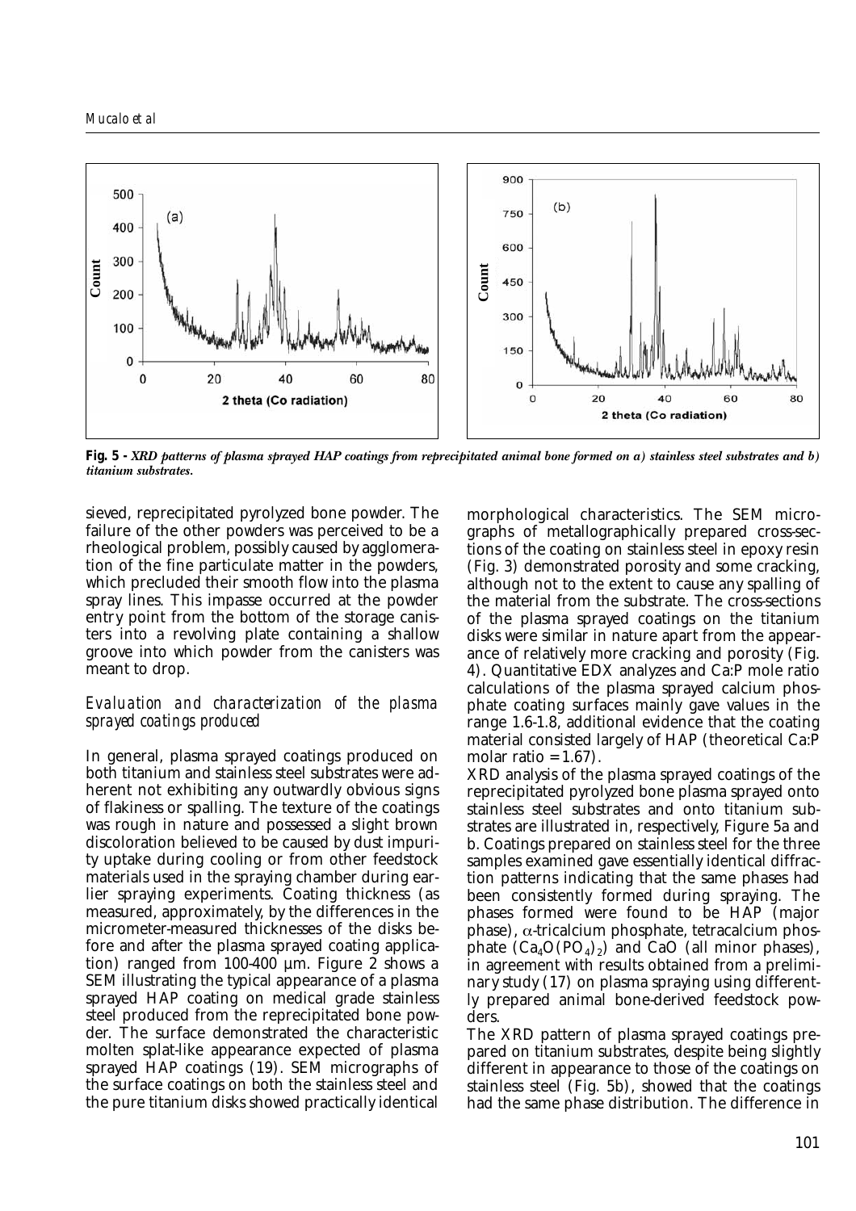**Fig. 5 -** ***XRD patterns of plasma sprayed HAP coatings from reprecipitated animal bone formed on a) stainless steel substrates and b) titanium substrates.***

sieved, reprecipitated pyrolyzed bone powder. The failure of the other powders was perceived to be a rheological problem, possibly caused by agglomeration of the fine particulate matter in the powders, which precluded their smooth flow into the plasma spray lines. This impasse occurred at the powder entry point from the bottom of the storage canisters into a revolving plate containing a shallow groove into which powder from the canisters was meant to drop.

### *Evaluation and characterization of the plasma sprayed coatings produced*

In general, plasma sprayed coatings produced on both titanium and stainless steel substrates were adherent not exhibiting any outwardly obvious signs of flakiness or spalling. The texture of the coatings was rough in nature and possessed a slight brown discoloration believed to be caused by dust impurity uptake during cooling or from other feedstock materials used in the spraying chamber during earlier spraying experiments. Coating thickness (as measured, approximately, by the differences in the micrometer-measured thicknesses of the disks before and after the plasma sprayed coating application) ranged from 100-400 µm. Figure 2 shows a SEM illustrating the typical appearance of a plasma sprayed HAP coating on medical grade stainless steel produced from the reprecipitated bone powder. The surface demonstrated the characteristic molten splat-like appearance expected of plasma sprayed HAP coatings (19). SEM micrographs of the surface coatings on both the stainless steel and the pure titanium disks showed practically identical morphological characteristics. The SEM micrographs of metallographically prepared cross-sections of the coating on stainless steel in epoxy resin (Fig. 3) demonstrated porosity and some cracking, although not to the extent to cause any spalling of the material from the substrate. The cross-sections of the plasma sprayed coatings on the titanium disks were similar in nature apart from the appearance of relatively more cracking and porosity (Fig. 4). Quantitative EDX analyzes and Ca:P mole ratio calculations of the plasma sprayed calcium phosphate coating surfaces mainly gave values in the range 1.6-1.8, additional evidence that the coating material consisted largely of HAP (theoretical Ca:P molar ratio = 1.67).

XRD analysis of the plasma sprayed coatings of the reprecipitated pyrolyzed bone plasma sprayed onto stainless steel substrates and onto titanium substrates are illustrated in, respectively, Figure 5a and b. Coatings prepared on stainless steel for the three samples examined gave essentially identical diffraction patterns indicating that the same phases had been consistently formed during spraying. The phases formed were found to be HAP (major phase), α-tricalcium phosphate, tetracalcium phosphate ($Ca_4O(PO_4)_2$) and CaO (all minor phases), in agreement with results obtained from a preliminary study (17) on plasma spraying using differently prepared animal bone-derived feedstock powders.

The XRD pattern of plasma sprayed coatings prepared on titanium substrates, despite being slightly different in appearance to those of the coatings on stainless steel (Fig. 5b), showed that the coatings had the same phase distribution. The difference in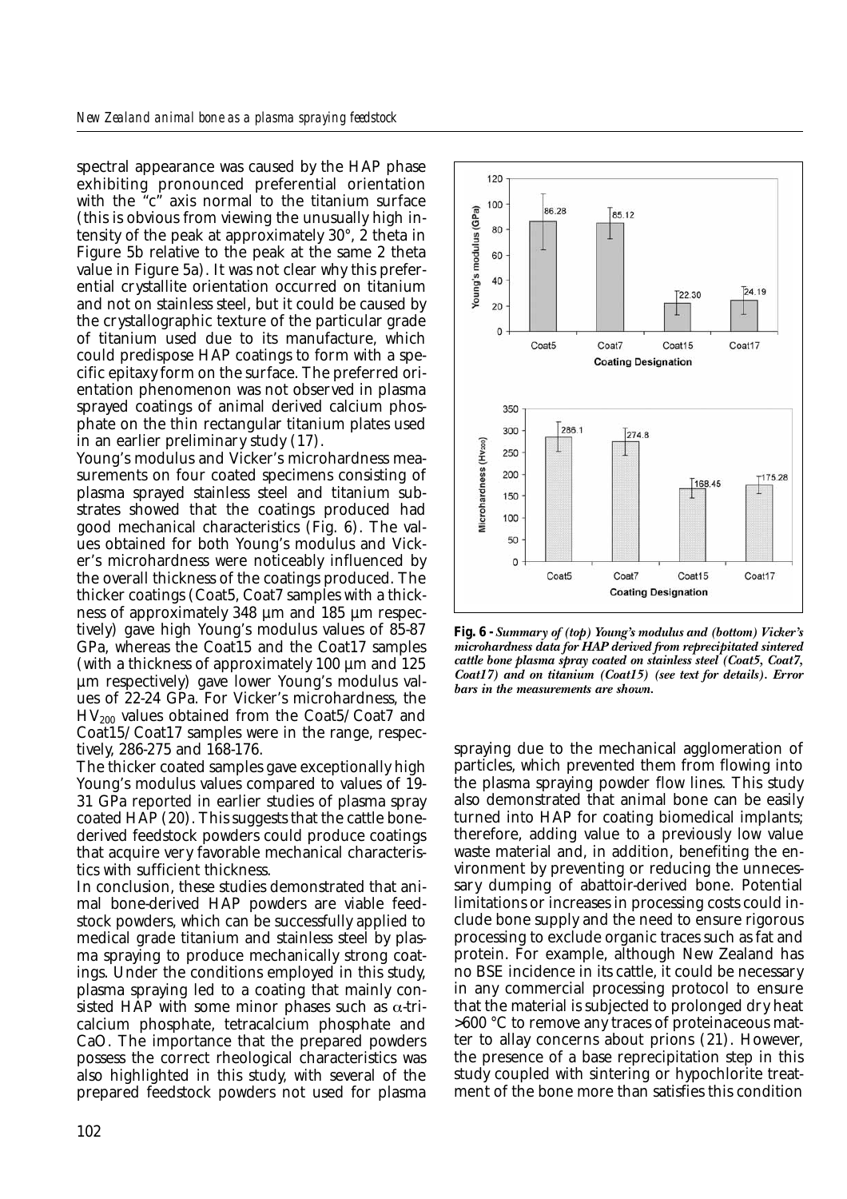spectral appearance was caused by the HAP phase exhibiting pronounced preferential orientation with the "c" axis normal to the titanium surface (this is obvious from viewing the unusually high intensity of the peak at approximately 30°, 2 theta in Figure 5b relative to the peak at the same 2 theta value in Figure 5a). It was not clear why this preferential crystallite orientation occurred on titanium and not on stainless steel, but it could be caused by the crystallographic texture of the particular grade of titanium used due to its manufacture, which could predispose HAP coatings to form with a specific epitaxy form on the surface. The preferred orientation phenomenon was not observed in plasma sprayed coatings of animal derived calcium phosphate on the thin rectangular titanium plates used in an earlier preliminary study (17).

Young's modulus and Vicker's microhardness measurements on four coated specimens consisting of plasma sprayed stainless steel and titanium substrates showed that the coatings produced had good mechanical characteristics (Fig. 6). The values obtained for both Young's modulus and Vicker's microhardness were noticeably influenced by the overall thickness of the coatings produced. The thicker coatings (Coat5, Coat7 samples with a thickness of approximately 348 µm and 185 µm respectively) gave high Young's modulus values of 85-87 GPa, whereas the Coat15 and the Coat17 samples (with a thickness of approximately 100 µm and 125 µm respectively) gave lower Young's modulus values of 22-24 GPa. For Vicker's microhardness, the $HV_{200}$ values obtained from the Coat5/Coat7 and Coat15/Coat17 samples were in the range, respectively, 286-275 and 168-176.

The thicker coated samples gave exceptionally high Young's modulus values compared to values of 19-31 GPa reported in earlier studies of plasma spray coated HAP (20). This suggests that the cattle bone-derived feedstock powders could produce coatings that acquire very favorable mechanical characteristics with sufficient thickness.

In conclusion, these studies demonstrated that animal bone-derived HAP powders are viable feedstock powders, which can be successfully applied to medical grade titanium and stainless steel by plasma spraying to produce mechanically strong coatings. Under the conditions employed in this study, plasma spraying led to a coating that mainly consisted HAP with some minor phases such as $\alpha$-tricalcium phosphate, tetracalcium phosphate and CaO. The importance that the prepared powders possess the correct rheological characteristics was also highlighted in this study, with several of the prepared feedstock powders not used for plasma spraying due to the mechanical agglomeration of particles, which prevented them from flowing into the plasma spraying powder flow lines. This study also demonstrated that animal bone can be easily turned into HAP for coating biomedical implants; therefore, adding value to a previously low value waste material and, in addition, benefiting the environment by preventing or reducing the unnecessary dumping of abattoir-derived bone. Potential limitations or increases in processing costs could include bone supply and the need to ensure rigorous processing to exclude organic traces such as fat and protein. For example, although New Zealand has no BSE incidence in its cattle, it could be necessary in any commercial processing protocol to ensure that the material is subjected to prolonged dry heat >600 °C to remove any traces of proteinaceous matter to allay concerns about prions (21). However, the presence of a base reprecipitation step in this study coupled with sintering or hypochlorite treatment of the bone more than satisfies this condition

**Fig. 6 -** *Summary of (top) Young's modulus and (bottom) Vicker's microhardness data for HAP derived from reprecipitated sintered cattle bone plasma spray coated on stainless steel (Coat5, Coat7, Coat17) and on titanium (Coat15) (see text for details). Error bars in the measurements are shown.*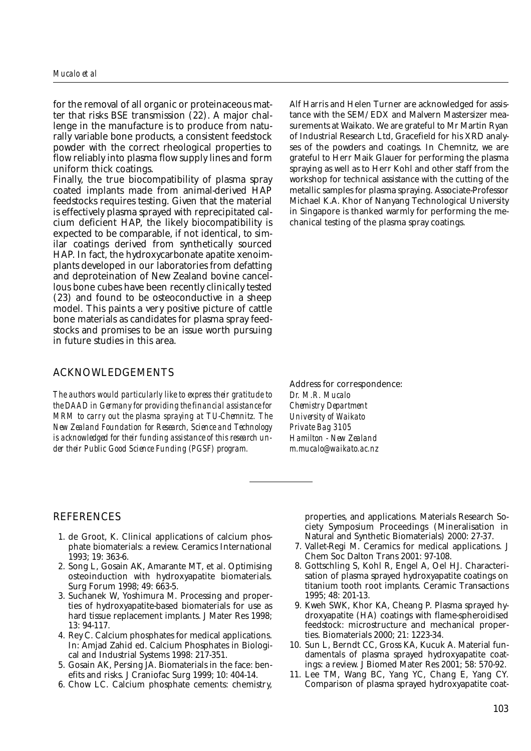for the removal of all organic or proteinaceous matter that risks BSE transmission (22). A major challenge in the manufacture is to produce from naturally variable bone products, a consistent feedstock powder with the correct rheological properties to flow reliably into plasma flow supply lines and form uniform thick coatings.

Finally, the true biocompatibility of plasma spray coated implants made from animal-derived HAP feedstocks requires testing. Given that the material is effectively plasma sprayed with reprecipitated calcium deficient HAP, the likely biocompatibility is expected to be comparable, if not identical, to similar coatings derived from synthetically sourced HAP. In fact, the hydroxycarbonate apatite xenoimplants developed in our laboratories from defatting and deproteination of New Zealand bovine cancellous bone cubes have been recently clinically tested (23) and found to be osteoconductive in a sheep model. This paints a very positive picture of cattle bone materials as candidates for plasma spray feedstocks and promises to be an issue worth pursuing in future studies in this area.

## ACKNOWLEDGEMENTS

*The authors would particularly like to express their gratitude to the DAAD in Germany for providing the financial assistance for MRM to carry out the plasma spraying at TU-Chemnitz. The New Zealand Foundation for Research, Science and Technology is acknowledged for their funding assistance of this research under their Public Good Science Funding (PGSF) program.*

Alf Harris and Helen Turner are acknowledged for assistance with the SEM/EDX and Malvern Mastersizer measurements at Waikato. We are grateful to Mr Martin Ryan of Industrial Research Ltd, Gracefield for his XRD analyses of the powders and coatings. In Chemnitz, we are grateful to Herr Maik Glauer for performing the plasma spraying as well as to Herr Kohl and other staff from the workshop for technical assistance with the cutting of the metallic samples for plasma spraying. Associate-Professor Michael K.A. Khor of Nanyang Technological University in Singapore is thanked warmly for performing the mechanical testing of the plasma spray coatings.

Address for correspondence:
*Dr. M.R. Mucalo*
*Chemistry Department*
*University of Waikato*
*Private Bag 3105*
*Hamilton - New Zealand*
*m.mucalo@waikato.ac.nz*

## REFERENCES

1. de Groot, K. Clinical applications of calcium phosphate biomaterials: a review. Ceramics International 1993; 19: 363-6.
2. Song L, Gosain AK, Amarante MT, et al. Optimising osteoinduction with hydroxyapatite biomaterials. Surg Forum 1998; 49: 663-5.
3. Suchanek W, Yoshimura M. Processing and properties of hydroxyapatite-based biomaterials for use as hard tissue replacement implants. J Mater Res 1998; 13: 94-117.
4. Rey C. Calcium phosphates for medical applications. In: Amjad Zahid ed. Calcium Phosphates in Biological and Industrial Systems 1998: 217-351.
5. Gosain AK, Persing JA. Biomaterials in the face: benefits and risks. J Craniofac Surg 1999; 10: 404-14.
6. Chow LC. Calcium phosphate cements: chemistry, properties, and applications. Materials Research Society Symposium Proceedings (Mineralisation in Natural and Synthetic Biomaterials) 2000: 27-37.
7. Vallet-Regi M. Ceramics for medical applications. J Chem Soc Dalton Trans 2001: 97-108.
8. Gottschling S, Kohl R, Engel A, Oel HJ. Characterisation of plasma sprayed hydroxyapatite coatings on titanium tooth root implants. Ceramic Transactions 1995; 48: 201-13.
9. Kweh SWK, Khor KA, Cheang P. Plasma sprayed hydroxyapatite (HA) coatings with flame-spheroidised feedstock: microstructure and mechanical properties. Biomaterials 2000; 21: 1223-34.
10. Sun L, Berndt CC, Gross KA, Kucuk A. Material fundamentals of plasma sprayed hydroxyapatite coatings: a review. J Biomed Mater Res 2001; 58: 570-92.
11. Lee TM, Wang BC, Yang YC, Chang E, Yang CY. Comparison of plasma sprayed hydroxyapatite coat-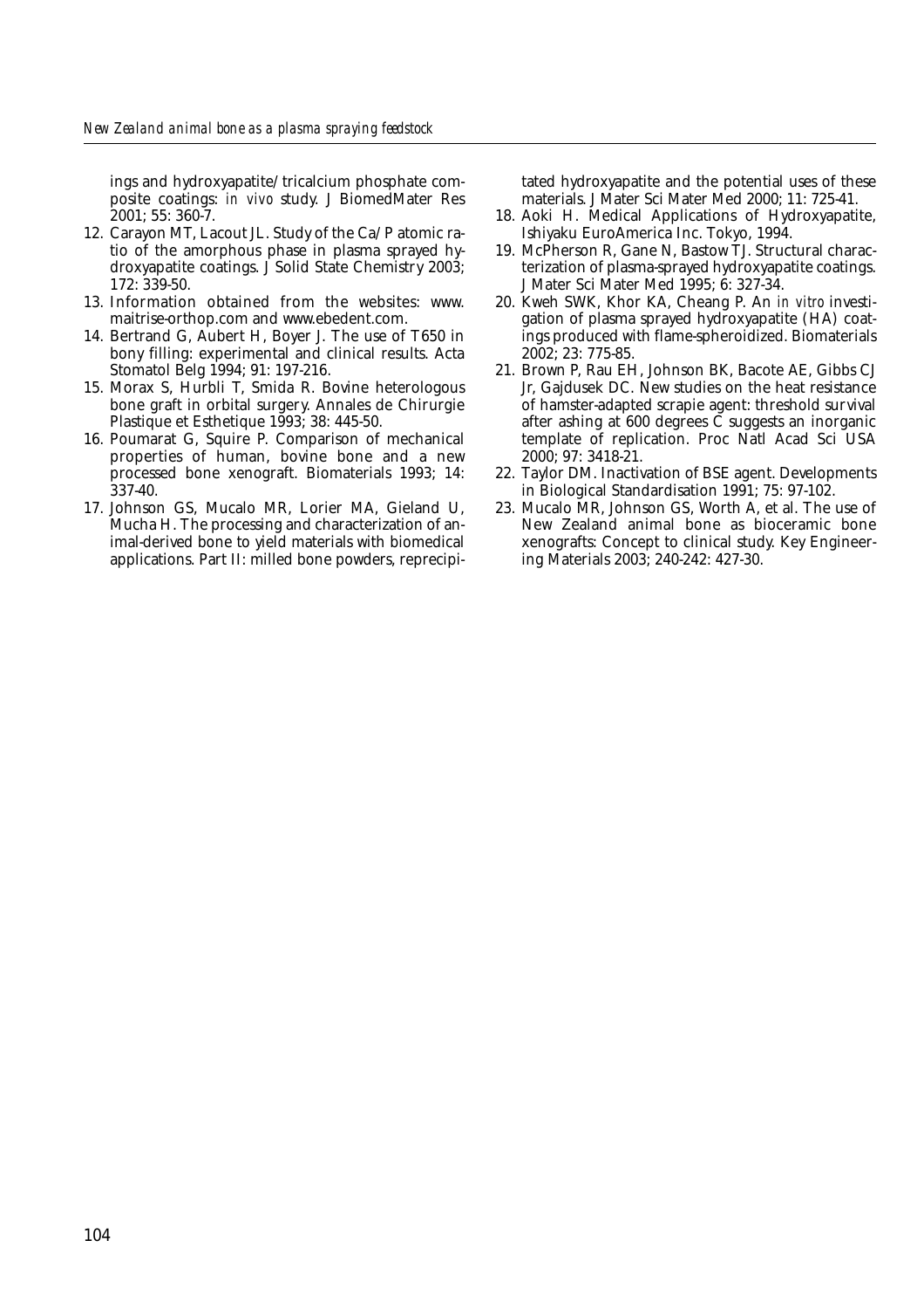ings and hydroxyapatite/tricalcium phosphate composite coatings: *in vivo* study. J BiomedMater Res 2001; 55: 360-7.

12. Carayon MT, Lacout JL. Study of the Ca/P atomic ratio of the amorphous phase in plasma sprayed hydroxyapatite coatings. J Solid State Chemistry 2003; 172: 339-50.
13. Information obtained from the websites: www.maitrise-orthop.com and www.ebedent.com.
14. Bertrand G, Aubert H, Boyer J. The use of T650 in bony filling: experimental and clinical results. Acta Stomatol Belg 1994; 91: 197-216.
15. Morax S, Hurbli T, Smida R. Bovine heterologous bone graft in orbital surgery. Annales de Chirurgie Plastique et Esthetique 1993; 38: 445-50.
16. Poumarat G, Squire P. Comparison of mechanical properties of human, bovine bone and a new processed bone xenograft. Biomaterials 1993; 14: 337-40.
17. Johnson GS, Mucalo MR, Lorier MA, Gieland U, Mucha H. The processing and characterization of animal-derived bone to yield materials with biomedical applications. Part II: milled bone powders, reprecipitated hydroxyapatite and the potential uses of these materials. J Mater Sci Mater Med 2000; 11: 725-41.
18. Aoki H. Medical Applications of Hydroxyapatite, Ishiyaku EuroAmerica Inc. Tokyo, 1994.
19. McPherson R, Gane N, Bastow TJ. Structural characterization of plasma-sprayed hydroxyapatite coatings. J Mater Sci Mater Med 1995; 6: 327-34.
20. Kweh SWK, Khor KA, Cheang P. An *in vitro* investigation of plasma sprayed hydroxyapatite (HA) coatings produced with flame-spheroidized. Biomaterials 2002; 23: 775-85.
21. Brown P, Rau EH, Johnson BK, Bacote AE, Gibbs CJ Jr, Gajdusek DC. New studies on the heat resistance of hamster-adapted scrapie agent: threshold survival after ashing at 600 degrees C suggests an inorganic template of replication. Proc Natl Acad Sci USA 2000; 97: 3418-21.
22. Taylor DM. Inactivation of BSE agent. Developments in Biological Standardisation 1991; 75: 97-102.
23. Mucalo MR, Johnson GS, Worth A, et al. The use of New Zealand animal bone as bioceramic bone xenografts: Concept to clinical study. Key Engineering Materials 2003; 240-242: 427-30.